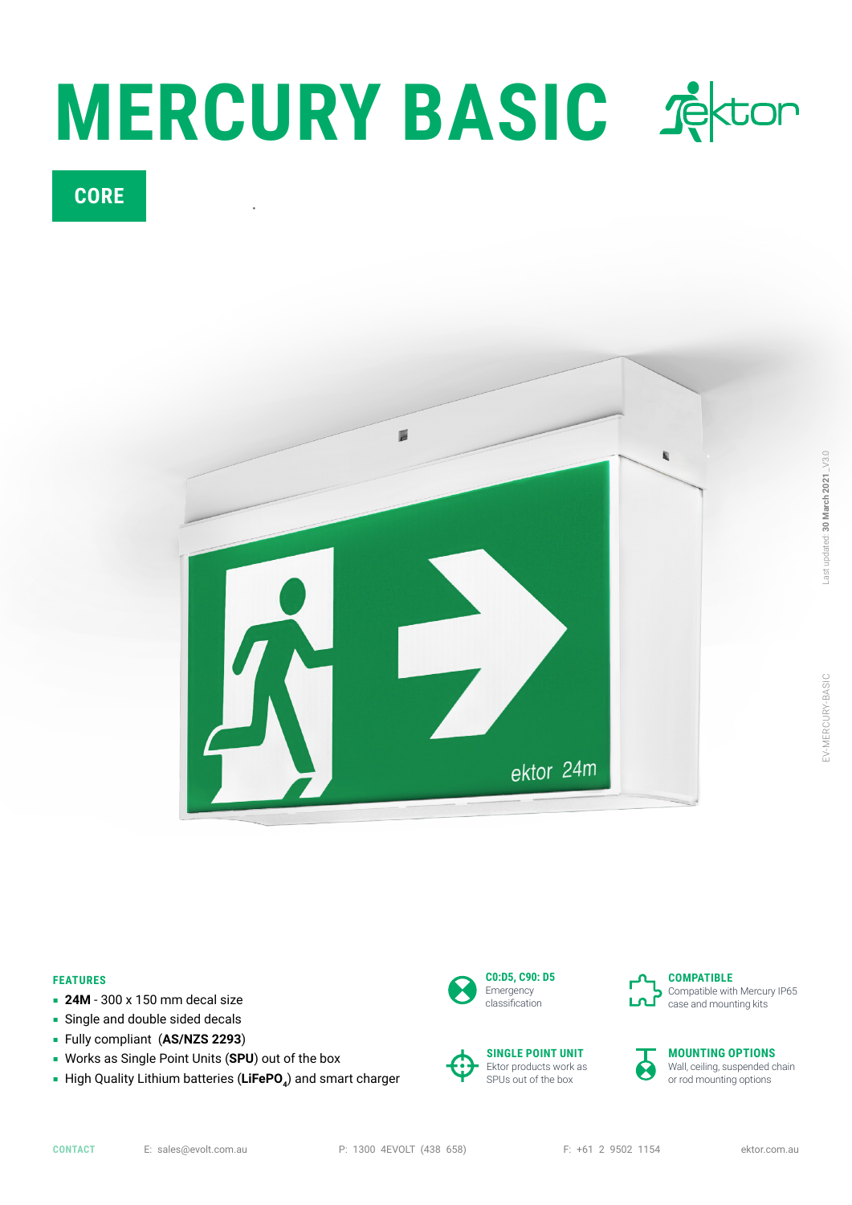# MERCURY BASIC

**CORE**

### FEATURES

- **24M** - 300 x 150 mm decal size
- Single and double sided decals
- Fully compliant (**AS/NZS 2293**)
- Works as Single Point Units (**SPU**) out of the box
- High Quality Lithium batteries (**$LiFePO_4$**) and smart charger

**C0:D5, C90: D5**
Emergency classification

**COMPATIBLE**
Compatible with Mercury IP65 case and mounting kits

**SINGLE POINT UNIT**
Ektor products work as SPUs out of the box

**MOUNTING OPTIONS**
Wall, ceiling, suspended chain or rod mounting options

**CONTACT** E: sales@evolt.com.au P: 1300 4EVOLT (438 658) F: +61 2 9502 1154 ektor.com.au

Last updated: **30 March 2021**_V3.0

EV-MERCURY-BASIC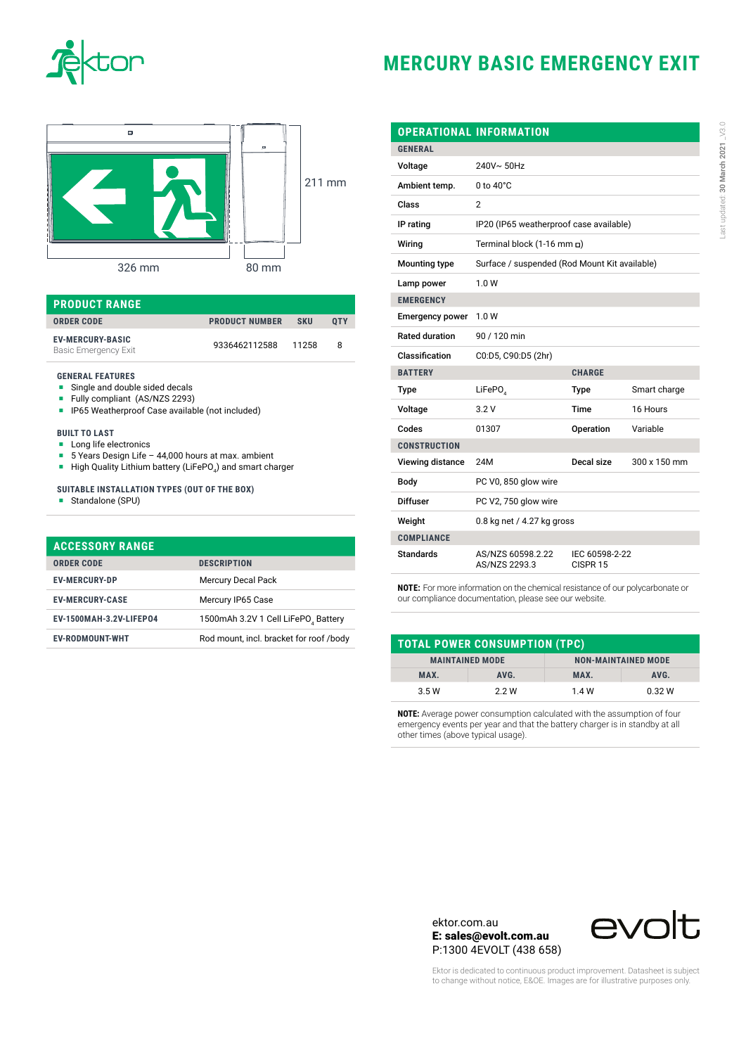# MERCURY BASIC EMERGENCY EXIT

211 mm

326 mm

80 mm

## PRODUCT RANGE

| ORDER CODE | PRODUCT NUMBER | SKU | QTY |
|---|---|---|---|
| **EV-MERCURY-BASIC** Basic Emergency Exit | 9336462112588 | 11258 | 8 |

**GENERAL FEATURES**

- Single and double sided decals
- Fully compliant (AS/NZS 2293)
- IP65 Weatherproof Case available (not included)

**BUILT TO LAST**

- Long life electronics
- 5 Years Design Life – 44,000 hours at max. ambient
- High Quality Lithium battery ($LiFePO_4$) and smart charger

**SUITABLE INSTALLATION TYPES (OUT OF THE BOX)**

- Standalone (SPU)

## ACCESSORY RANGE

| ORDER CODE | DESCRIPTION |
|---|---|
| EV-MERCURY-DP | Mercury Decal Pack |
| EV-MERCURY-CASE | Mercury IP65 Case |
| EV-1500MAH-3.2V-LIFEPO4 | 1500mAh 3.2V 1 Cell $LiFePO_4$ Battery |
| EV-RODMOUNT-WHT | Rod mount, incl. bracket for roof /body |

## OPERATIONAL INFORMATION

| | | | |
|---|---|---|---|
| **GENERAL** | | | |
| Voltage | 240V~ 50Hz | | |
| Ambient temp. | 0 to 40°C | | |
| Class | 2 | | |
| IP rating | IP20 (IP65 weatherproof case available) | | |
| Wiring | Terminal block (1-16 mm ◘) | | |
| Mounting type | Surface / suspended (Rod Mount Kit available) | | |
| Lamp power | 1.0 W | | |
| **EMERGENCY** | | | |
| Emergency power | 1.0 W | | |
| Rated duration | 90 / 120 min | | |
| Classification | C0:D5, C90:D5 (2hr) | | |
| **BATTERY** | | **CHARGE** | |
| Type | $LiFePO_4$ | Type | Smart charge |
| Voltage | 3.2 V | Time | 16 Hours |
| Codes | 01307 | Operation | Variable |
| **CONSTRUCTION** | | | |
| Viewing distance | 24M | Decal size | 300 x 150 mm |
| Body | PC V0, 850 glow wire | | |
| Diffuser | PC V2, 750 glow wire | | |
| Weight | 0.8 kg net / 4.27 kg gross | | |
| **COMPLIANCE** | | | |
| Standards | AS/NZS 60598.2.22<br>AS/NZS 2293.3 | IEC 60598-2-22<br>CISPR 15 | |

**NOTE:** For more information on the chemical resistance of our polycarbonate or our compliance documentation, please see our website.

## TOTAL POWER CONSUMPTION (TPC)

| MAINTAINED MODE | | NON-MAINTAINED MODE | |
|---|---|---|---|
| MAX. | AVG. | MAX. | AVG. |
| 3.5 W | 2.2 W | 1.4 W | 0.32 W |

**NOTE:** Average power consumption calculated with the assumption of four emergency events per year and that the battery charger is in standby at all other times (above typical usage).

Last updated: **30 March 2021** _V3.0

ektor.com.au
**E: sales@evolt.com.au**
P:1300 4EVOLT (438 658)

Ektor is dedicated to continuous product improvement. Datasheet is subject to change without notice, E&OE. Images are for illustrative purposes only.